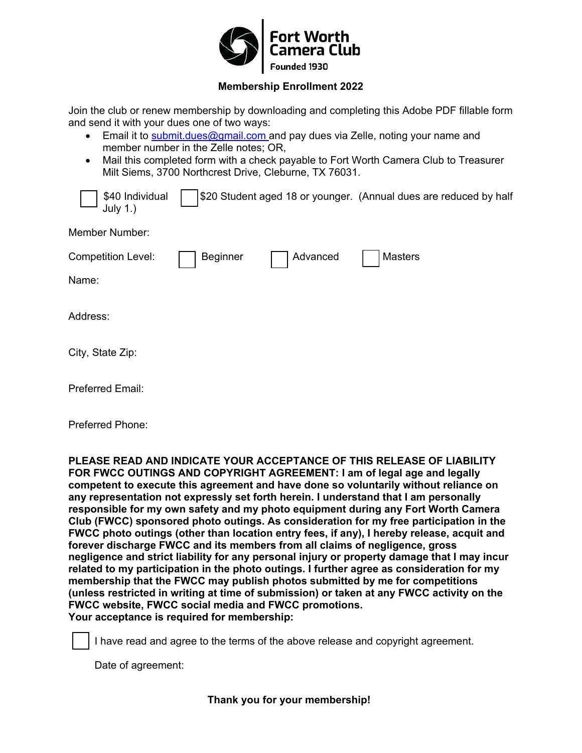**Fort Worth Camera Club**
**Founded 1930**

**Membership Enrollment 2022**

Join the club or renew membership by downloading and completing this Adobe PDF fillable form and send it with your dues one of two ways:

- Email it to submit.dues@gmail.com and pay dues via Zelle, noting your name and member number in the Zelle notes; OR,
- Mail this completed form with a check payable to Fort Worth Camera Club to Treasurer Milt Siems, 3700 Northcrest Drive, Cleburne, TX 76031.

☐ $40 Individual ☐ $20 Student aged 18 or younger. (Annual dues are reduced by half July 1.)

Member Number:

Competition Level: ☐ Beginner ☐ Advanced ☐ Masters

Name:

Address:

City, State Zip:

Preferred Email:

Preferred Phone:

**PLEASE READ AND INDICATE YOUR ACCEPTANCE OF THIS RELEASE OF LIABILITY FOR FWCC OUTINGS AND COPYRIGHT AGREEMENT: I am of legal age and legally competent to execute this agreement and have done so voluntarily without reliance on any representation not expressly set forth herein. I understand that I am personally responsible for my own safety and my photo equipment during any Fort Worth Camera Club (FWCC) sponsored photo outings. As consideration for my free participation in the FWCC photo outings (other than location entry fees, if any), I hereby release, acquit and forever discharge FWCC and its members from all claims of negligence, gross negligence and strict liability for any personal injury or property damage that I may incur related to my participation in the photo outings. I further agree as consideration for my membership that the FWCC may publish photos submitted by me for competitions (unless restricted in writing at time of submission) or taken at any FWCC activity on the FWCC website, FWCC social media and FWCC promotions.**
**Your acceptance is required for membership:**

☐ I have read and agree to the terms of the above release and copyright agreement.

Date of agreement:

**Thank you for your membership!**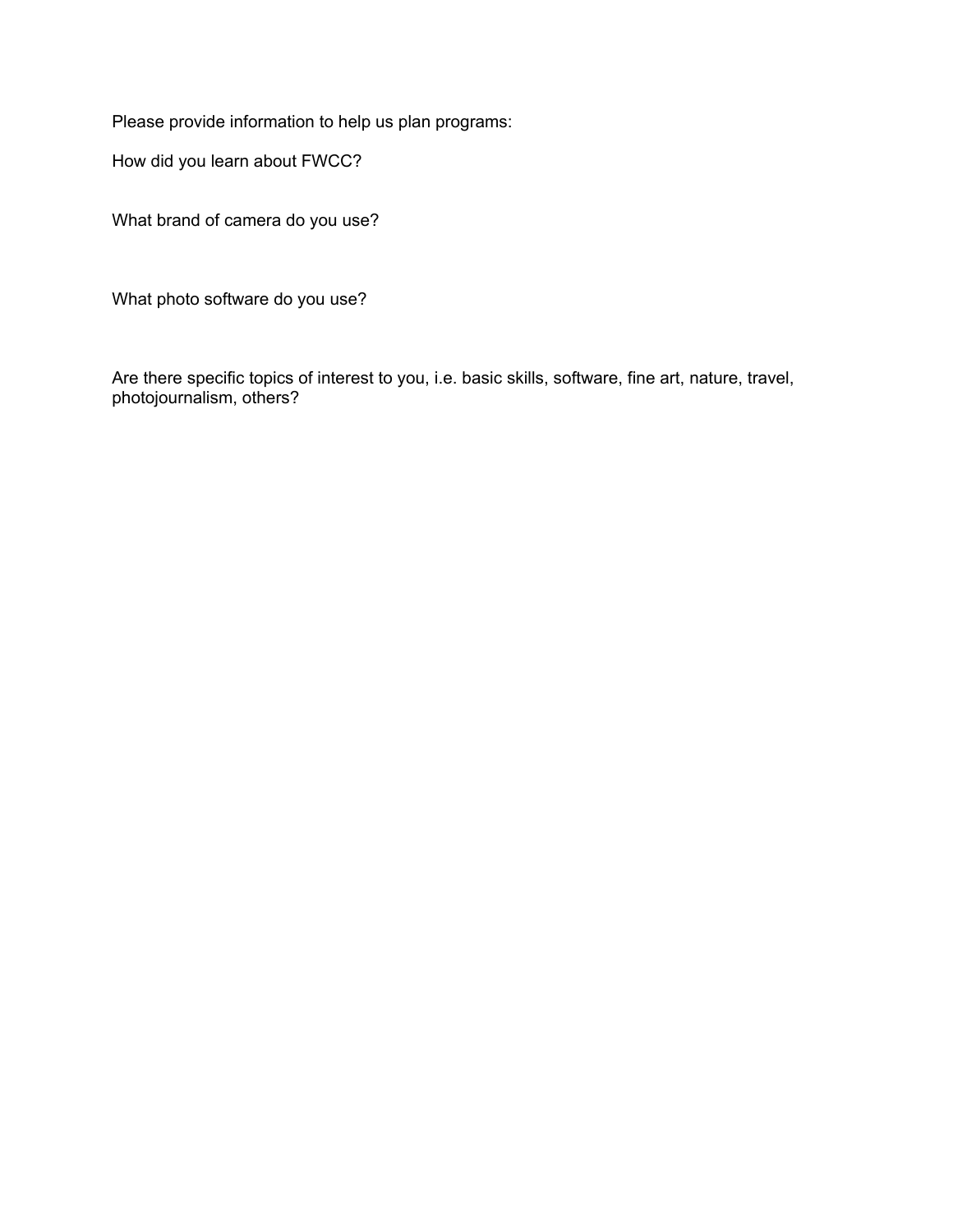Please provide information to help us plan programs:

How did you learn about FWCC?

What brand of camera do you use?

What photo software do you use?

Are there specific topics of interest to you, i.e. basic skills, software, fine art, nature, travel, photojournalism, others?